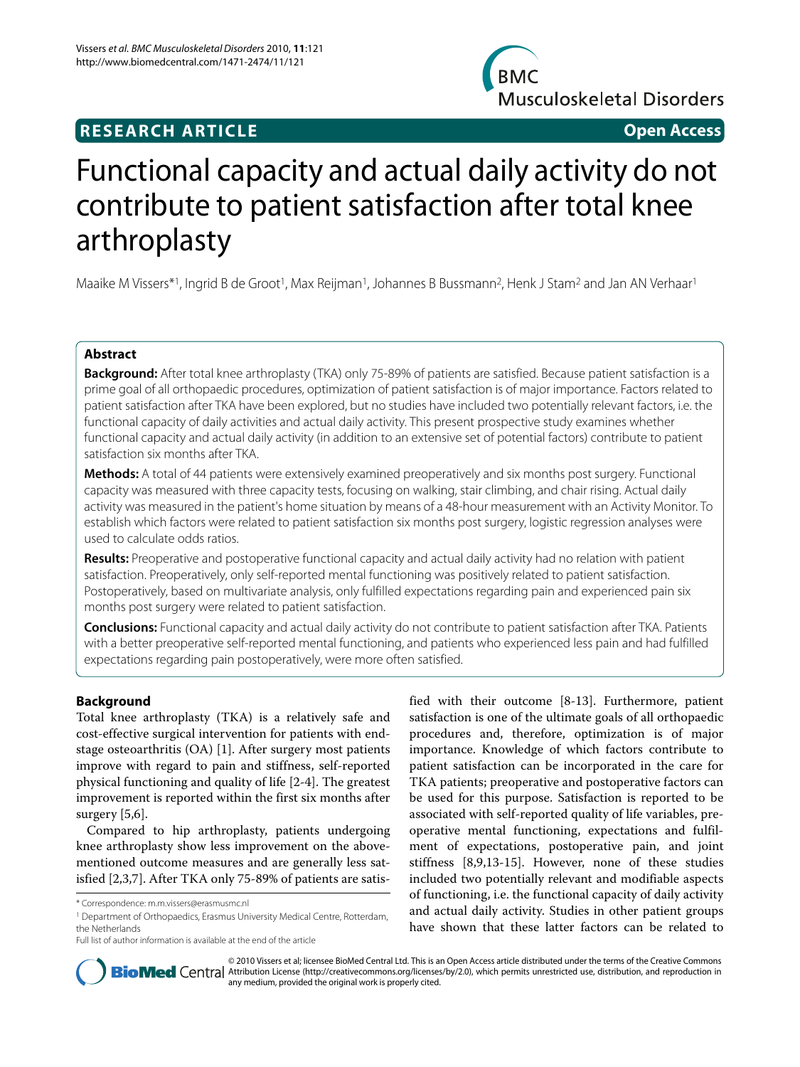**RESEARCH ARTICLE** **Open Access**

# Functional capacity and actual daily activity do not contribute to patient satisfaction after total knee arthroplasty

Maaike M Vissers*[1], Ingrid B de Groot[1], Max Reijman[1], Johannes B Bussmann[2], Henk J Stam[2] and Jan AN Verhaar[1]

## Abstract

**Background:** After total knee arthroplasty (TKA) only 75-89% of patients are satisfied. Because patient satisfaction is a prime goal of all orthopaedic procedures, optimization of patient satisfaction is of major importance. Factors related to patient satisfaction after TKA have been explored, but no studies have included two potentially relevant factors, i.e. the functional capacity of daily activities and actual daily activity. This present prospective study examines whether functional capacity and actual daily activity (in addition to an extensive set of potential factors) contribute to patient satisfaction six months after TKA.

**Methods:** A total of 44 patients were extensively examined preoperatively and six months post surgery. Functional capacity was measured with three capacity tests, focusing on walking, stair climbing, and chair rising. Actual daily activity was measured in the patient's home situation by means of a 48-hour measurement with an Activity Monitor. To establish which factors were related to patient satisfaction six months post surgery, logistic regression analyses were used to calculate odds ratios.

**Results:** Preoperative and postoperative functional capacity and actual daily activity had no relation with patient satisfaction. Preoperatively, only self-reported mental functioning was positively related to patient satisfaction. Postoperatively, based on multivariate analysis, only fulfilled expectations regarding pain and experienced pain six months post surgery were related to patient satisfaction.

**Conclusions:** Functional capacity and actual daily activity do not contribute to patient satisfaction after TKA. Patients with a better preoperative self-reported mental functioning, and patients who experienced less pain and had fulfilled expectations regarding pain postoperatively, were more often satisfied.

## Background

Total knee arthroplasty (TKA) is a relatively safe and cost-effective surgical intervention for patients with end-stage osteoarthritis (OA) [1]. After surgery most patients improve with regard to pain and stiffness, self-reported physical functioning and quality of life [2-4]. The greatest improvement is reported within the first six months after surgery [5,6].

Compared to hip arthroplasty, patients undergoing knee arthroplasty show less improvement on the above-mentioned outcome measures and are generally less satisfied [2,3,7]. After TKA only 75-89% of patients are satisfied with their outcome [8-13]. Furthermore, patient satisfaction is one of the ultimate goals of all orthopaedic procedures and, therefore, optimization is of major importance. Knowledge of which factors contribute to patient satisfaction can be incorporated in the care for TKA patients; preoperative and postoperative factors can be used for this purpose. Satisfaction is reported to be associated with self-reported quality of life variables, preoperative mental functioning, expectations and fulfilment of expectations, postoperative pain, and joint stiffness [8,9,13-15]. However, none of these studies included two potentially relevant and modifiable aspects of functioning, i.e. the functional capacity of daily activity and actual daily activity. Studies in other patient groups have shown that these latter factors can be related to

\* Correspondence: m.m.vissers@erasmusmc.nl

[1] Department of Orthopaedics, Erasmus University Medical Centre, Rotterdam, the Netherlands

Full list of author information is available at the end of the article

© 2010 Vissers et al; licensee BioMed Central Ltd. This is an Open Access article distributed under the terms of the Creative Commons Attribution License (http://creativecommons.org/licenses/by/2.0), which permits unrestricted use, distribution, and reproduction in any medium, provided the original work is properly cited.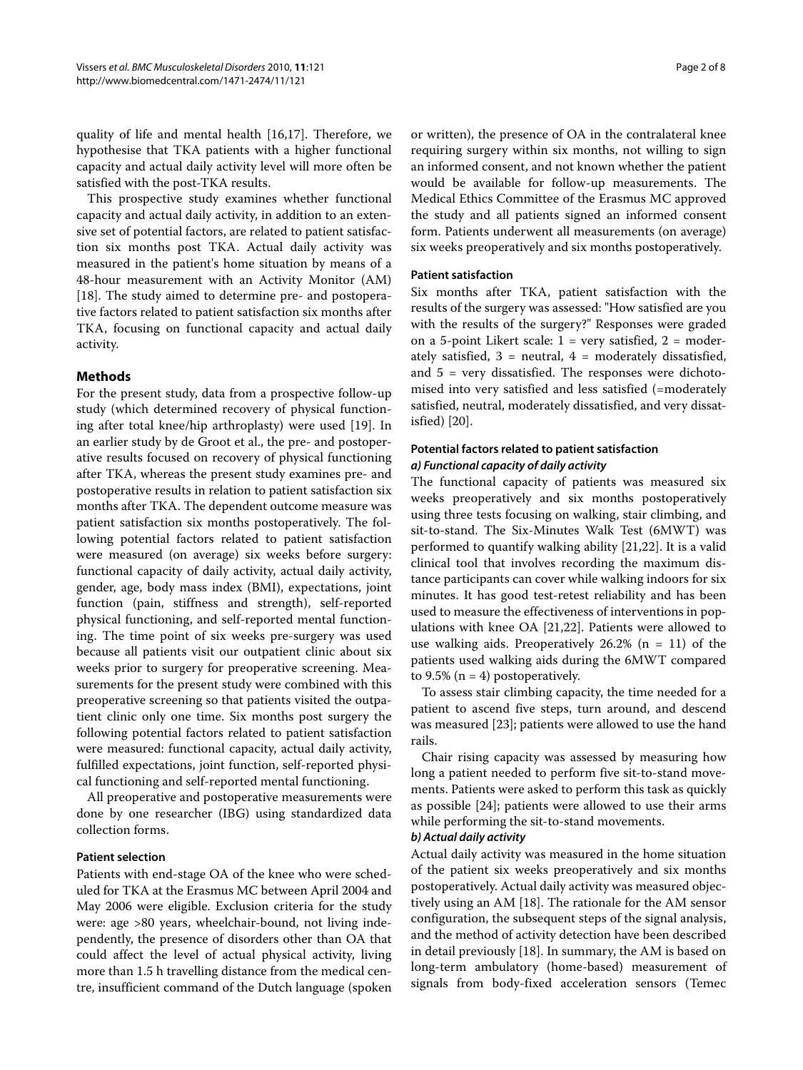quality of life and mental health [16,17]. Therefore, we hypothesise that TKA patients with a higher functional capacity and actual daily activity level will more often be satisfied with the post-TKA results.

This prospective study examines whether functional capacity and actual daily activity, in addition to an extensive set of potential factors, are related to patient satisfaction six months post TKA. Actual daily activity was measured in the patient's home situation by means of a 48-hour measurement with an Activity Monitor (AM) [18]. The study aimed to determine pre- and postoperative factors related to patient satisfaction six months after TKA, focusing on functional capacity and actual daily activity.

## Methods

For the present study, data from a prospective follow-up study (which determined recovery of physical functioning after total knee/hip arthroplasty) were used [19]. In an earlier study by de Groot et al., the pre- and postoperative results focused on recovery of physical functioning after TKA, whereas the present study examines pre- and postoperative results in relation to patient satisfaction six months after TKA. The dependent outcome measure was patient satisfaction six months postoperatively. The following potential factors related to patient satisfaction were measured (on average) six weeks before surgery: functional capacity of daily activity, actual daily activity, gender, age, body mass index (BMI), expectations, joint function (pain, stiffness and strength), self-reported physical functioning, and self-reported mental functioning. The time point of six weeks pre-surgery was used because all patients visit our outpatient clinic about six weeks prior to surgery for preoperative screening. Measurements for the present study were combined with this preoperative screening so that patients visited the outpatient clinic only one time. Six months post surgery the following potential factors related to patient satisfaction were measured: functional capacity, actual daily activity, fulfilled expectations, joint function, self-reported physical functioning and self-reported mental functioning.

All preoperative and postoperative measurements were done by one researcher (IBG) using standardized data collection forms.

### Patient selection

Patients with end-stage OA of the knee who were scheduled for TKA at the Erasmus MC between April 2004 and May 2006 were eligible. Exclusion criteria for the study were: age >80 years, wheelchair-bound, not living independently, the presence of disorders other than OA that could affect the level of actual physical activity, living more than 1.5 h travelling distance from the medical centre, insufficient command of the Dutch language (spoken or written), the presence of OA in the contralateral knee requiring surgery within six months, not willing to sign an informed consent, and not known whether the patient would be available for follow-up measurements. The Medical Ethics Committee of the Erasmus MC approved the study and all patients signed an informed consent form. Patients underwent all measurements (on average) six weeks preoperatively and six months postoperatively.

### Patient satisfaction

Six months after TKA, patient satisfaction with the results of the surgery was assessed: "How satisfied are you with the results of the surgery?" Responses were graded on a 5-point Likert scale: 1 = very satisfied, 2 = moderately satisfied, 3 = neutral, 4 = moderately dissatisfied, and 5 = very dissatisfied. The responses were dichotomised into very satisfied and less satisfied (=moderately satisfied, neutral, moderately dissatisfied, and very dissatisfied) [20].

### Potential factors related to patient satisfaction

#### *a) Functional capacity of daily activity*

The functional capacity of patients was measured six weeks preoperatively and six months postoperatively using three tests focusing on walking, stair climbing, and sit-to-stand. The Six-Minutes Walk Test (6MWT) was performed to quantify walking ability [21,22]. It is a valid clinical tool that involves recording the maximum distance participants can cover while walking indoors for six minutes. It has good test-retest reliability and has been used to measure the effectiveness of interventions in populations with knee OA [21,22]. Patients were allowed to use walking aids. Preoperatively 26.2% (n = 11) of the patients used walking aids during the 6MWT compared to 9.5% (n = 4) postoperatively.

To assess stair climbing capacity, the time needed for a patient to ascend five steps, turn around, and descend was measured [23]; patients were allowed to use the hand rails.

Chair rising capacity was assessed by measuring how long a patient needed to perform five sit-to-stand movements. Patients were asked to perform this task as quickly as possible [24]; patients were allowed to use their arms while performing the sit-to-stand movements.

#### *b) Actual daily activity*

Actual daily activity was measured in the home situation of the patient six weeks preoperatively and six months postoperatively. Actual daily activity was measured objectively using an AM [18]. The rationale for the AM sensor configuration, the subsequent steps of the signal analysis, and the method of activity detection have been described in detail previously [18]. In summary, the AM is based on long-term ambulatory (home-based) measurement of signals from body-fixed acceleration sensors (Temec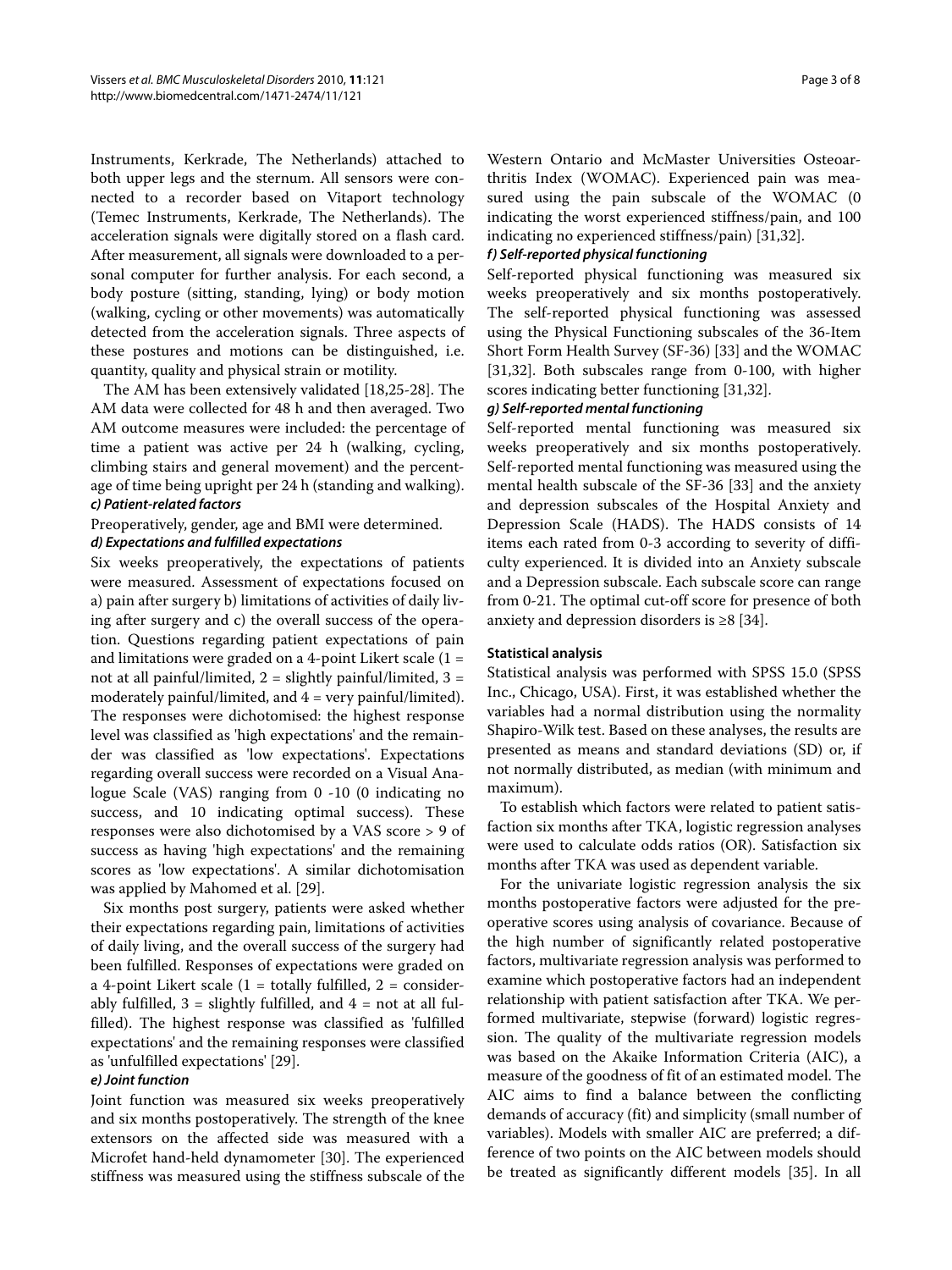Instruments, Kerkrade, The Netherlands) attached to both upper legs and the sternum. All sensors were connected to a recorder based on Vitaport technology (Temec Instruments, Kerkrade, The Netherlands). The acceleration signals were digitally stored on a flash card. After measurement, all signals were downloaded to a personal computer for further analysis. For each second, a body posture (sitting, standing, lying) or body motion (walking, cycling or other movements) was automatically detected from the acceleration signals. Three aspects of these postures and motions can be distinguished, i.e. quantity, quality and physical strain or motility.

The AM has been extensively validated [18,25-28]. The AM data were collected for 48 h and then averaged. Two AM outcome measures were included: the percentage of time a patient was active per 24 h (walking, cycling, climbing stairs and general movement) and the percentage of time being upright per 24 h (standing and walking).

#### *c) Patient-related factors*

Preoperatively, gender, age and BMI were determined.

#### *d) Expectations and fulfilled expectations*

Six weeks preoperatively, the expectations of patients were measured. Assessment of expectations focused on a) pain after surgery b) limitations of activities of daily living after surgery and c) the overall success of the operation. Questions regarding patient expectations of pain and limitations were graded on a 4-point Likert scale (1 = not at all painful/limited, 2 = slightly painful/limited, 3 = moderately painful/limited, and 4 = very painful/limited). The responses were dichotomised: the highest response level was classified as 'high expectations' and the remainder was classified as 'low expectations'. Expectations regarding overall success were recorded on a Visual Analogue Scale (VAS) ranging from 0 -10 (0 indicating no success, and 10 indicating optimal success). These responses were also dichotomised by a VAS score > 9 of success as having 'high expectations' and the remaining scores as 'low expectations'. A similar dichotomisation was applied by Mahomed et al. [29].

Six months post surgery, patients were asked whether their expectations regarding pain, limitations of activities of daily living, and the overall success of the surgery had been fulfilled. Responses of expectations were graded on a 4-point Likert scale (1 = totally fulfilled, 2 = considerably fulfilled, 3 = slightly fulfilled, and 4 = not at all fulfilled). The highest response was classified as 'fulfilled expectations' and the remaining responses were classified as 'unfulfilled expectations' [29].

#### *e) Joint function*

Joint function was measured six weeks preoperatively and six months postoperatively. The strength of the knee extensors on the affected side was measured with a Microfet hand-held dynamometer [30]. The experienced stiffness was measured using the stiffness subscale of the Western Ontario and McMaster Universities Osteoarthritis Index (WOMAC). Experienced pain was measured using the pain subscale of the WOMAC (0 indicating the worst experienced stiffness/pain, and 100 indicating no experienced stiffness/pain) [31,32].

#### *f) Self-reported physical functioning*

Self-reported physical functioning was measured six weeks preoperatively and six months postoperatively. The self-reported physical functioning was assessed using the Physical Functioning subscales of the 36-Item Short Form Health Survey (SF-36) [33] and the WOMAC [31,32]. Both subscales range from 0-100, with higher scores indicating better functioning [31,32].

#### *g) Self-reported mental functioning*

Self-reported mental functioning was measured six weeks preoperatively and six months postoperatively. Self-reported mental functioning was measured using the mental health subscale of the SF-36 [33] and the anxiety and depression subscales of the Hospital Anxiety and Depression Scale (HADS). The HADS consists of 14 items each rated from 0-3 according to severity of difficulty experienced. It is divided into an Anxiety subscale and a Depression subscale. Each subscale score can range from 0-21. The optimal cut-off score for presence of both anxiety and depression disorders is ≥8 [34].

### Statistical analysis

Statistical analysis was performed with SPSS 15.0 (SPSS Inc., Chicago, USA). First, it was established whether the variables had a normal distribution using the normality Shapiro-Wilk test. Based on these analyses, the results are presented as means and standard deviations (SD) or, if not normally distributed, as median (with minimum and maximum).

To establish which factors were related to patient satisfaction six months after TKA, logistic regression analyses were used to calculate odds ratios (OR). Satisfaction six months after TKA was used as dependent variable.

For the univariate logistic regression analysis the six months postoperative factors were adjusted for the preoperative scores using analysis of covariance. Because of the high number of significantly related postoperative factors, multivariate regression analysis was performed to examine which postoperative factors had an independent relationship with patient satisfaction after TKA. We performed multivariate, stepwise (forward) logistic regression. The quality of the multivariate regression models was based on the Akaike Information Criteria (AIC), a measure of the goodness of fit of an estimated model. The AIC aims to find a balance between the conflicting demands of accuracy (fit) and simplicity (small number of variables). Models with smaller AIC are preferred; a difference of two points on the AIC between models should be treated as significantly different models [35]. In all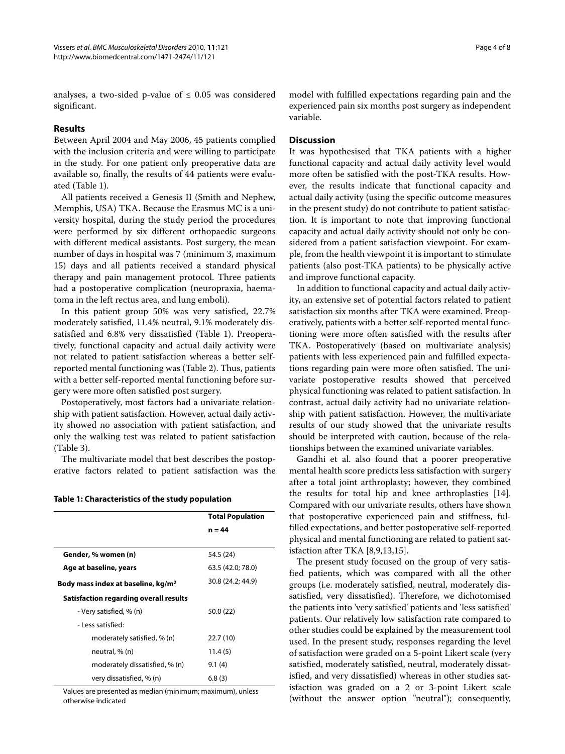analyses, a two-sided p-value of ≤ 0.05 was considered significant.

## Results

Between April 2004 and May 2006, 45 patients complied with the inclusion criteria and were willing to participate in the study. For one patient only preoperative data are available so, finally, the results of 44 patients were evaluated (Table 1).

All patients received a Genesis II (Smith and Nephew, Memphis, USA) TKA. Because the Erasmus MC is a university hospital, during the study period the procedures were performed by six different orthopaedic surgeons with different medical assistants. Post surgery, the mean number of days in hospital was 7 (minimum 3, maximum 15) days and all patients received a standard physical therapy and pain management protocol. Three patients had a postoperative complication (neuropraxia, haematoma in the left rectus area, and lung emboli).

In this patient group 50% was very satisfied, 22.7% moderately satisfied, 11.4% neutral, 9.1% moderately dissatisfied and 6.8% very dissatisfied (Table 1). Preoperatively, functional capacity and actual daily activity were not related to patient satisfaction whereas a better self-reported mental functioning was (Table 2). Thus, patients with a better self-reported mental functioning before surgery were more often satisfied post surgery.

Postoperatively, most factors had a univariate relationship with patient satisfaction. However, actual daily activity showed no association with patient satisfaction, and only the walking test was related to patient satisfaction (Table 3).

The multivariate model that best describes the postoperative factors related to patient satisfaction was the model with fulfilled expectations regarding pain and the experienced pain six months post surgery as independent variable.

**Table 1: Characteristics of the study population**

| | Total Population n = 44 |
|---|---|
| **Gender, % women (n)** | 54.5 (24) |
| **Age at baseline, years** | 63.5 (42.0; 78.0) |
| **Body mass index at baseline, kg/m²** | 30.8 (24.2; 44.9) |
| **Satisfaction regarding overall results** | |
| - Very satisfied, % (n) | 50.0 (22) |
| - Less satisfied: | |
| moderately satisfied, % (n) | 22.7 (10) |
| neutral, % (n) | 11.4 (5) |
| moderately dissatisfied, % (n) | 9.1 (4) |
| very dissatisfied, % (n) | 6.8 (3) |

Values are presented as median (minimum; maximum), unless otherwise indicated

## Discussion

It was hypothesised that TKA patients with a higher functional capacity and actual daily activity level would more often be satisfied with the post-TKA results. However, the results indicate that functional capacity and actual daily activity (using the specific outcome measures in the present study) do not contribute to patient satisfaction. It is important to note that improving functional capacity and actual daily activity should not only be considered from a patient satisfaction viewpoint. For example, from the health viewpoint it is important to stimulate patients (also post-TKA patients) to be physically active and improve functional capacity.

In addition to functional capacity and actual daily activity, an extensive set of potential factors related to patient satisfaction six months after TKA were examined. Preoperatively, patients with a better self-reported mental functioning were more often satisfied with the results after TKA. Postoperatively (based on multivariate analysis) patients with less experienced pain and fulfilled expectations regarding pain were more often satisfied. The univariate postoperative results showed that perceived physical functioning was related to patient satisfaction. In contrast, actual daily activity had no univariate relationship with patient satisfaction. However, the multivariate results of our study showed that the univariate results should be interpreted with caution, because of the relationships between the examined univariate variables.

Gandhi et al. also found that a poorer preoperative mental health score predicts less satisfaction with surgery after a total joint arthroplasty; however, they combined the results for total hip and knee arthroplasties [14]. Compared with our univariate results, others have shown that postoperative experienced pain and stiffness, fulfilled expectations, and better postoperative self-reported physical and mental functioning are related to patient satisfaction after TKA [8,9,13,15].

The present study focused on the group of very satisfied patients, which was compared with all the other groups (i.e. moderately satisfied, neutral, moderately dissatisfied, very dissatisfied). Therefore, we dichotomised the patients into 'very satisfied' patients and 'less satisfied' patients. Our relatively low satisfaction rate compared to other studies could be explained by the measurement tool used. In the present study, responses regarding the level of satisfaction were graded on a 5-point Likert scale (very satisfied, moderately satisfied, neutral, moderately dissatisfied, and very dissatisfied) whereas in other studies satisfaction was graded on a 2 or 3-point Likert scale (without the answer option "neutral"); consequently,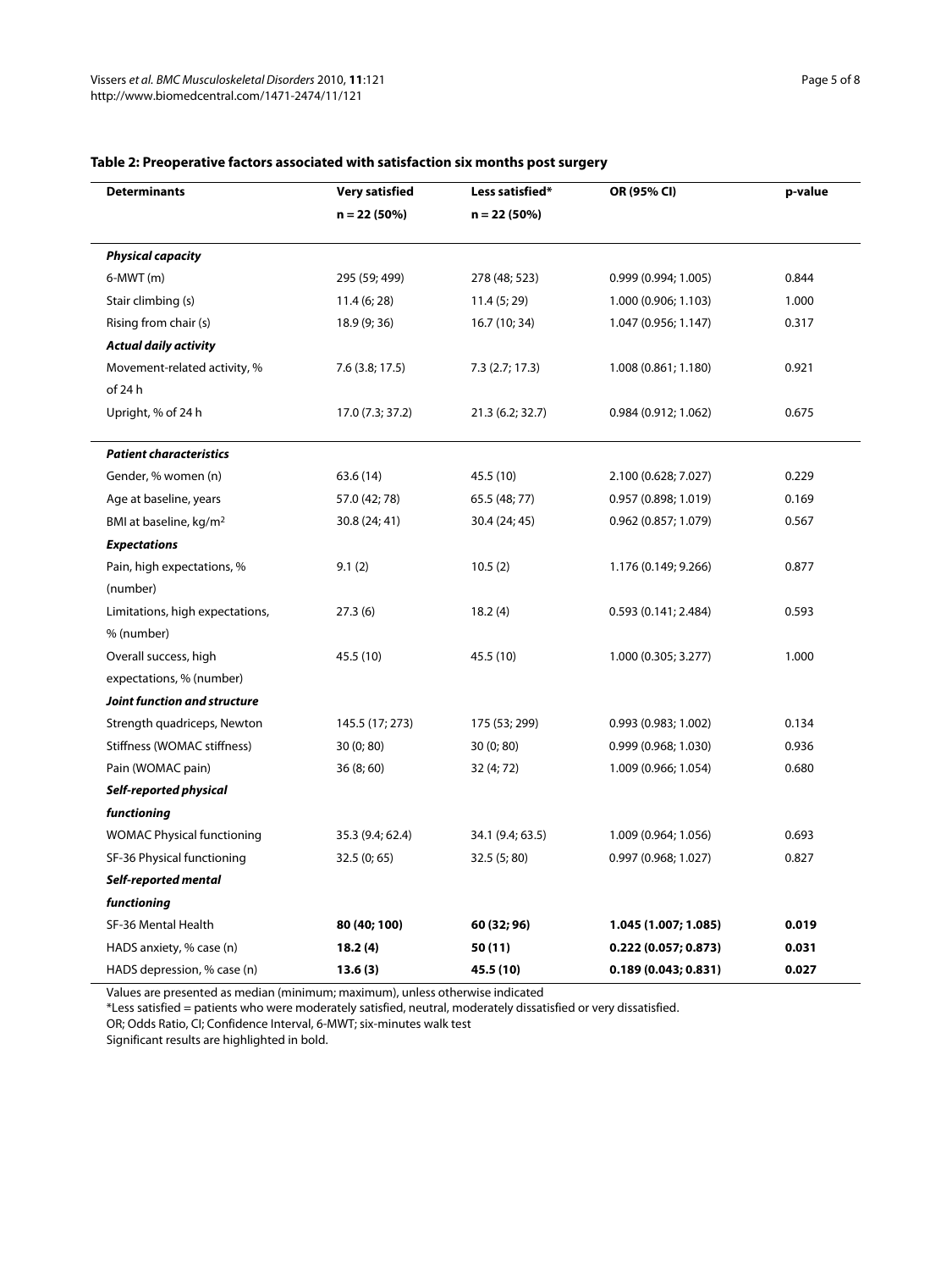**Table 2: Preoperative factors associated with satisfaction six months post surgery**

| Determinants | Very satisfied n = 22 (50%) | Less satisfied* n = 22 (50%) | OR (95% CI) | p-value |
|---|---|---|---|---|
| ***Physical capacity*** | | | | |
| 6-MWT (m) | 295 (59; 499) | 278 (48; 523) | 0.999 (0.994; 1.005) | 0.844 |
| Stair climbing (s) | 11.4 (6; 28) | 11.4 (5; 29) | 1.000 (0.906; 1.103) | 1.000 |
| Rising from chair (s) | 18.9 (9; 36) | 16.7 (10; 34) | 1.047 (0.956; 1.147) | 0.317 |
| ***Actual daily activity*** | | | | |
| Movement-related activity, % of 24 h | 7.6 (3.8; 17.5) | 7.3 (2.7; 17.3) | 1.008 (0.861; 1.180) | 0.921 |
| Upright, % of 24 h | 17.0 (7.3; 37.2) | 21.3 (6.2; 32.7) | 0.984 (0.912; 1.062) | 0.675 |
| ***Patient characteristics*** | | | | |
| Gender, % women (n) | 63.6 (14) | 45.5 (10) | 2.100 (0.628; 7.027) | 0.229 |
| Age at baseline, years | 57.0 (42; 78) | 65.5 (48; 77) | 0.957 (0.898; 1.019) | 0.169 |
| BMI at baseline, kg/m$^2$ | 30.8 (24; 41) | 30.4 (24; 45) | 0.962 (0.857; 1.079) | 0.567 |
| ***Expectations*** | | | | |
| Pain, high expectations, % (number) | 9.1 (2) | 10.5 (2) | 1.176 (0.149; 9.266) | 0.877 |
| Limitations, high expectations, % (number) | 27.3 (6) | 18.2 (4) | 0.593 (0.141; 2.484) | 0.593 |
| Overall success, high expectations, % (number) | 45.5 (10) | 45.5 (10) | 1.000 (0.305; 3.277) | 1.000 |
| ***Joint function and structure*** | | | | |
| Strength quadriceps, Newton | 145.5 (17; 273) | 175 (53; 299) | 0.993 (0.983; 1.002) | 0.134 |
| Stiffness (WOMAC stiffness) | 30 (0; 80) | 30 (0; 80) | 0.999 (0.968; 1.030) | 0.936 |
| Pain (WOMAC pain) | 36 (8; 60) | 32 (4; 72) | 1.009 (0.966; 1.054) | 0.680 |
| ***Self-reported physical functioning*** | | | | |
| WOMAC Physical functioning | 35.3 (9.4; 62.4) | 34.1 (9.4; 63.5) | 1.009 (0.964; 1.056) | 0.693 |
| SF-36 Physical functioning | 32.5 (0; 65) | 32.5 (5; 80) | 0.997 (0.968; 1.027) | 0.827 |
| ***Self-reported mental functioning*** | | | | |
| SF-36 Mental Health | **80 (40; 100)** | **60 (32; 96)** | **1.045 (1.007; 1.085)** | **0.019** |
| HADS anxiety, % case (n) | **18.2 (4)** | **50 (11)** | **0.222 (0.057; 0.873)** | **0.031** |
| HADS depression, % case (n) | **13.6 (3)** | **45.5 (10)** | **0.189 (0.043; 0.831)** | **0.027** |

Values are presented as median (minimum; maximum), unless otherwise indicated

*Less satisfied = patients who were moderately satisfied, neutral, moderately dissatisfied or very dissatisfied.

OR; Odds Ratio, CI; Confidence Interval, 6-MWT; six-minutes walk test

Significant results are highlighted in bold.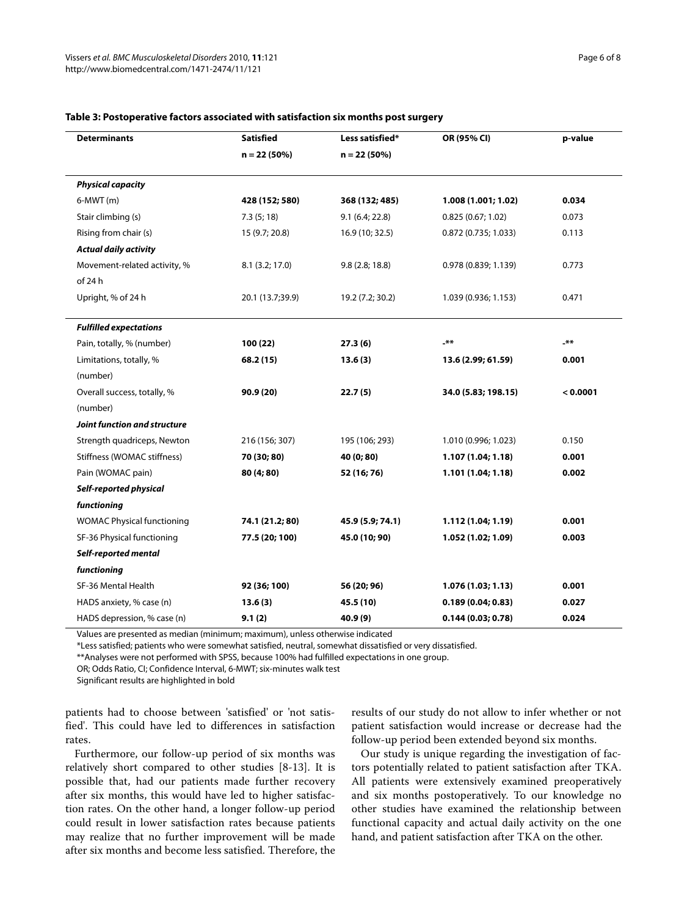**Table 3: Postoperative factors associated with satisfaction six months post surgery**

| Determinants | Satisfied | Less satisfied* | OR (95% CI) | p-value |
|---|---|---|---|---|
| | n = 22 (50%) | n = 22 (50%) | | |
| ***Physical capacity*** | | | | |
| 6-MWT (m) | **428 (152; 580)** | **368 (132; 485)** | **1.008 (1.001; 1.02)** | **0.034** |
| Stair climbing (s) | 7.3 (5; 18) | 9.1 (6.4; 22.8) | 0.825 (0.67; 1.02) | 0.073 |
| Rising from chair (s) | 15 (9.7; 20.8) | 16.9 (10; 32.5) | 0.872 (0.735; 1.033) | 0.113 |
| ***Actual daily activity*** | | | | |
| Movement-related activity, % of 24 h | 8.1 (3.2; 17.0) | 9.8 (2.8; 18.8) | 0.978 (0.839; 1.139) | 0.773 |
| Upright, % of 24 h | 20.1 (13.7;39.9) | 19.2 (7.2; 30.2) | 1.039 (0.936; 1.153) | 0.471 |
| ***Fulfilled expectations*** | | | | |
| Pain, totally, % (number) | **100 (22)** | **27.3 (6)** | **-\*\*** | **-\*\*** |
| Limitations, totally, % (number) | **68.2 (15)** | **13.6 (3)** | **13.6 (2.99; 61.59)** | **0.001** |
| Overall success, totally, % (number) | **90.9 (20)** | **22.7 (5)** | **34.0 (5.83; 198.15)** | **< 0.0001** |
| ***Joint function and structure*** | | | | |
| Strength quadriceps, Newton | 216 (156; 307) | 195 (106; 293) | 1.010 (0.996; 1.023) | 0.150 |
| Stiffness (WOMAC stiffness) | **70 (30; 80)** | **40 (0; 80)** | **1.107 (1.04; 1.18)** | **0.001** |
| Pain (WOMAC pain) | **80 (4; 80)** | **52 (16; 76)** | **1.101 (1.04; 1.18)** | **0.002** |
| ***Self-reported physical functioning*** | | | | |
| WOMAC Physical functioning | **74.1 (21.2; 80)** | **45.9 (5.9; 74.1)** | **1.112 (1.04; 1.19)** | **0.001** |
| SF-36 Physical functioning | **77.5 (20; 100)** | **45.0 (10; 90)** | **1.052 (1.02; 1.09)** | **0.003** |
| ***Self-reported mental functioning*** | | | | |
| SF-36 Mental Health | **92 (36; 100)** | **56 (20; 96)** | **1.076 (1.03; 1.13)** | **0.001** |
| HADS anxiety, % case (n) | **13.6 (3)** | **45.5 (10)** | **0.189 (0.04; 0.83)** | **0.027** |
| HADS depression, % case (n) | **9.1 (2)** | **40.9 (9)** | **0.144 (0.03; 0.78)** | **0.024** |

Values are presented as median (minimum; maximum), unless otherwise indicated

*Less satisfied; patients who were somewhat satisfied, neutral, somewhat dissatisfied or very dissatisfied.

**Analyses were not performed with SPSS, because 100% had fulfilled expectations in one group.

OR; Odds Ratio, CI; Confidence Interval, 6-MWT; six-minutes walk test

Significant results are highlighted in bold

patients had to choose between 'satisfied' or 'not satisfied'. This could have led to differences in satisfaction rates.

Furthermore, our follow-up period of six months was relatively short compared to other studies [8-13]. It is possible that, had our patients made further recovery after six months, this would have led to higher satisfaction rates. On the other hand, a longer follow-up period could result in lower satisfaction rates because patients may realize that no further improvement will be made after six months and become less satisfied. Therefore, the results of our study do not allow to infer whether or not patient satisfaction would increase or decrease had the follow-up period been extended beyond six months.

Our study is unique regarding the investigation of factors potentially related to patient satisfaction after TKA. All patients were extensively examined preoperatively and six months postoperatively. To our knowledge no other studies have examined the relationship between functional capacity and actual daily activity on the one hand, and patient satisfaction after TKA on the other.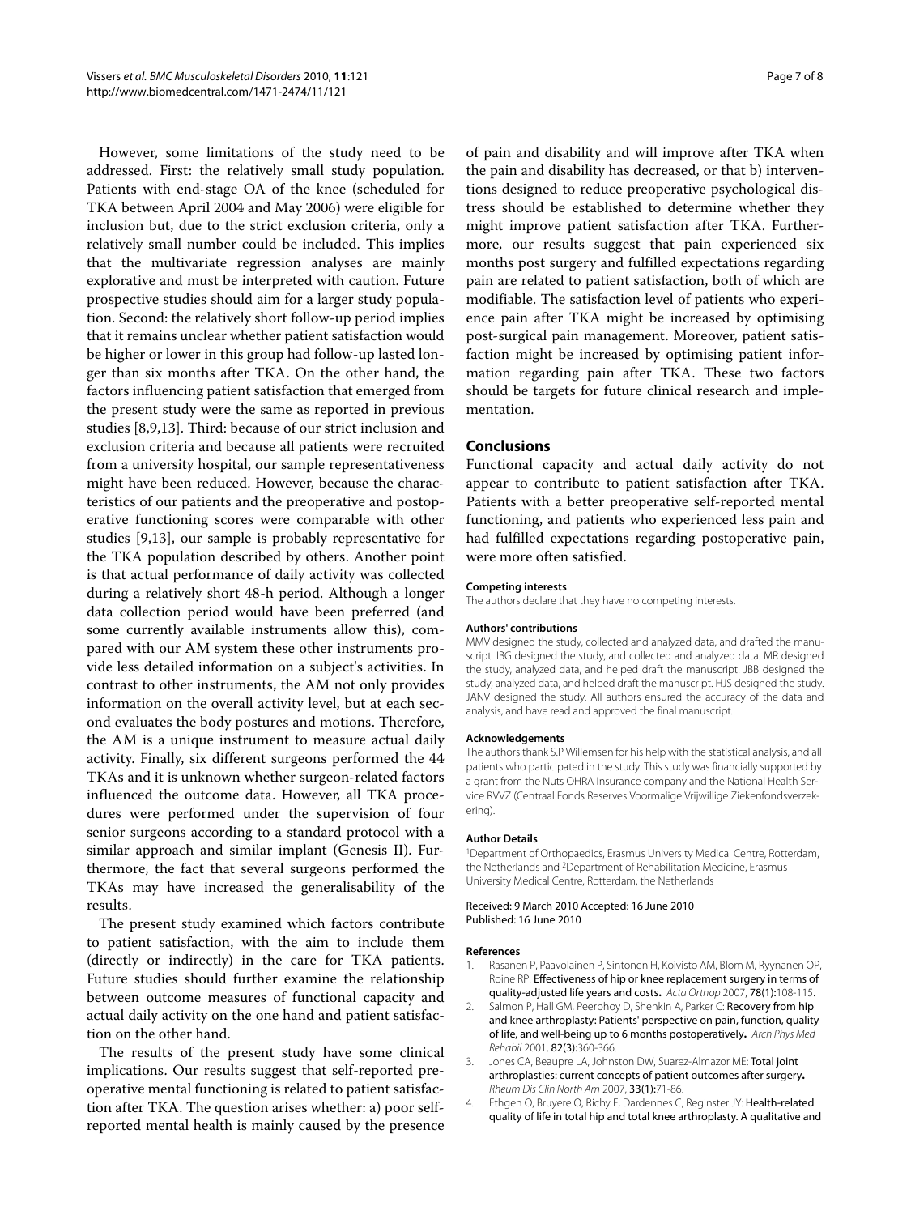However, some limitations of the study need to be addressed. First: the relatively small study population. Patients with end-stage OA of the knee (scheduled for TKA between April 2004 and May 2006) were eligible for inclusion but, due to the strict exclusion criteria, only a relatively small number could be included. This implies that the multivariate regression analyses are mainly explorative and must be interpreted with caution. Future prospective studies should aim for a larger study population. Second: the relatively short follow-up period implies that it remains unclear whether patient satisfaction would be higher or lower in this group had follow-up lasted longer than six months after TKA. On the other hand, the factors influencing patient satisfaction that emerged from the present study were the same as reported in previous studies [8,9,13]. Third: because of our strict inclusion and exclusion criteria and because all patients were recruited from a university hospital, our sample representativeness might have been reduced. However, because the characteristics of our patients and the preoperative and postoperative functioning scores were comparable with other studies [9,13], our sample is probably representative for the TKA population described by others. Another point is that actual performance of daily activity was collected during a relatively short 48-h period. Although a longer data collection period would have been preferred (and some currently available instruments allow this), compared with our AM system these other instruments provide less detailed information on a subject's activities. In contrast to other instruments, the AM not only provides information on the overall activity level, but at each second evaluates the body postures and motions. Therefore, the AM is a unique instrument to measure actual daily activity. Finally, six different surgeons performed the 44 TKAs and it is unknown whether surgeon-related factors influenced the outcome data. However, all TKA procedures were performed under the supervision of four senior surgeons according to a standard protocol with a similar approach and similar implant (Genesis II). Furthermore, the fact that several surgeons performed the TKAs may have increased the generalisability of the results.

The present study examined which factors contribute to patient satisfaction, with the aim to include them (directly or indirectly) in the care for TKA patients. Future studies should further examine the relationship between outcome measures of functional capacity and actual daily activity on the one hand and patient satisfaction on the other hand.

The results of the present study have some clinical implications. Our results suggest that self-reported preoperative mental functioning is related to patient satisfaction after TKA. The question arises whether: a) poor self-reported mental health is mainly caused by the presence of pain and disability and will improve after TKA when the pain and disability has decreased, or that b) interventions designed to reduce preoperative psychological distress should be established to determine whether they might improve patient satisfaction after TKA. Furthermore, our results suggest that pain experienced six months post surgery and fulfilled expectations regarding pain are related to patient satisfaction, both of which are modifiable. The satisfaction level of patients who experience pain after TKA might be increased by optimising post-surgical pain management. Moreover, patient satisfaction might be increased by optimising patient information regarding pain after TKA. These two factors should be targets for future clinical research and implementation.

## Conclusions

Functional capacity and actual daily activity do not appear to contribute to patient satisfaction after TKA. Patients with a better preoperative self-reported mental functioning, and patients who experienced less pain and had fulfilled expectations regarding postoperative pain, were more often satisfied.

#### Competing interests

The authors declare that they have no competing interests.

#### Authors' contributions

MMV designed the study, collected and analyzed data, and drafted the manuscript. IBG designed the study, and collected and analyzed data. MR designed the study, analyzed data, and helped draft the manuscript. JBB designed the study, analyzed data, and helped draft the manuscript. HJS designed the study. JANV designed the study. All authors ensured the accuracy of the data and analysis, and have read and approved the final manuscript.

#### Acknowledgements

The authors thank S.P Willemsen for his help with the statistical analysis, and all patients who participated in the study. This study was financially supported by a grant from the Nuts OHRA Insurance company and the National Health Service RVVZ (Centraal Fonds Reserves Voormalige Vrijwillige Ziekenfondsverzekering).

#### Author Details

[1]Department of Orthopaedics, Erasmus University Medical Centre, Rotterdam, the Netherlands and [2]Department of Rehabilitation Medicine, Erasmus University Medical Centre, Rotterdam, the Netherlands

Received: 9 March 2010 Accepted: 16 June 2010
Published: 16 June 2010

#### References

1. Rasanen P, Paavolainen P, Sintonen H, Koivisto AM, Blom M, Ryynanen OP, Roine RP: **Effectiveness of hip or knee replacement surgery in terms of quality-adjusted life years and costs.** *Acta Orthop* 2007, **78(1)**:108-115.
2. Salmon P, Hall GM, Peerbhoy D, Shenkin A, Parker C: **Recovery from hip and knee arthroplasty: Patients' perspective on pain, function, quality of life, and well-being up to 6 months postoperatively.** *Arch Phys Med Rehabil* 2001, **82(3)**:360-366.
3. Jones CA, Beaupre LA, Johnston DW, Suarez-Almazor ME: **Total joint arthroplasties: current concepts of patient outcomes after surgery.** *Rheum Dis Clin North Am* 2007, **33(1)**:71-86.
4. Ethgen O, Bruyere O, Richy F, Dardennes C, Reginster JY: **Health-related quality of life in total hip and total knee arthroplasty. A qualitative and**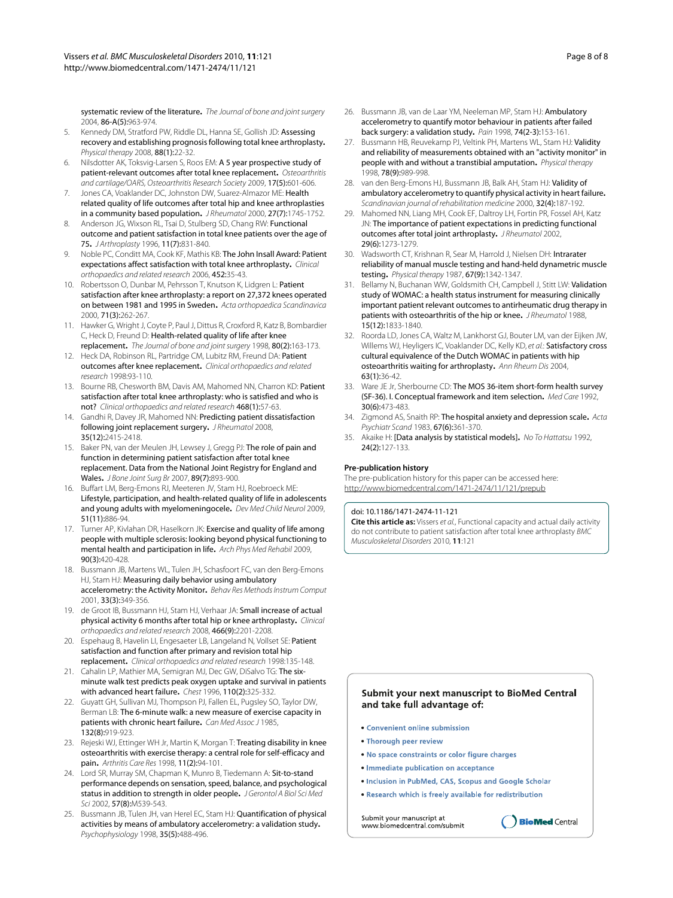systematic review of the literature. *The Journal of bone and joint surgery* 2004, **86-A(5)**:963-974.

5. Kennedy DM, Stratford PW, Riddle DL, Hanna SE, Gollish JD: **Assessing recovery and establishing prognosis following total knee arthroplasty.** *Physical therapy* 2008, **88(1)**:22-32.
6. Nilsdotter AK, Toksvig-Larsen S, Roos EM: **A 5 year prospective study of patient-relevant outcomes after total knee replacement.** *Osteoarthritis and cartilage/OARS, Osteoarthritis Research Society* 2009, **17(5)**:601-606.
7. Jones CA, Voaklander DC, Johnston DW, Suarez-Almazor ME: **Health related quality of life outcomes after total hip and knee arthroplasties in a community based population.** *J Rheumatol* 2000, **27(7)**:1745-1752.
8. Anderson JG, Wixson RL, Tsai D, Stulberg SD, Chang RW: **Functional outcome and patient satisfaction in total knee patients over the age of 75.** *J Arthroplasty* 1996, **11(7)**:831-840.
9. Noble PC, Conditt MA, Cook KF, Mathis KB: **The John Insall Award: Patient expectations affect satisfaction with total knee arthroplasty.** *Clinical orthopaedics and related research* 2006, **452**:35-43.
10. Robertsson O, Dunbar M, Pehrsson T, Knutson K, Lidgren L: **Patient satisfaction after knee arthroplasty: a report on 27,372 knees operated on between 1981 and 1995 in Sweden.** *Acta orthopaedica Scandinavica* 2000, **71(3)**:262-267.
11. Hawker G, Wright J, Coyte P, Paul J, Dittus R, Croxford R, Katz B, Bombardier C, Heck D, Freund D: **Health-related quality of life after knee replacement.** *The Journal of bone and joint surgery* 1998, **80(2)**:163-173.
12. Heck DA, Robinson RL, Partridge CM, Lubitz RM, Freund DA: **Patient outcomes after knee replacement.** *Clinical orthopaedics and related research* 1998:93-110.
13. Bourne RB, Chesworth BM, Davis AM, Mahomed NN, Charron KD: **Patient satisfaction after total knee arthroplasty: who is satisfied and who is not?** *Clinical orthopaedics and related research* **468(1)**:57-63.
14. Gandhi R, Davey JR, Mahomed NN: **Predicting patient dissatisfaction following joint replacement surgery.** *J Rheumatol* 2008, **35(12)**:2415-2418.
15. Baker PN, van der Meulen JH, Lewsey J, Gregg PJ: **The role of pain and function in determining patient satisfaction after total knee replacement. Data from the National Joint Registry for England and Wales.** *J Bone Joint Surg Br* 2007, **89(7)**:893-900.
16. Buffart LM, Berg-Emons RJ, Meeteren JV, Stam HJ, Roebroeck ME: **Lifestyle, participation, and health-related quality of life in adolescents and young adults with myelomeningocele.** *Dev Med Child Neurol* 2009, **51(11)**:886-94.
17. Turner AP, Kivlahan DR, Haselkorn JK: **Exercise and quality of life among people with multiple sclerosis: looking beyond physical functioning to mental health and participation in life.** *Arch Phys Med Rehabil* 2009, **90(3)**:420-428.
18. Bussmann JB, Martens WL, Tulen JH, Schasfoort FC, van den Berg-Emons HJ, Stam HJ: **Measuring daily behavior using ambulatory accelerometry: the Activity Monitor.** *Behav Res Methods Instrum Comput* 2001, **33(3)**:349-356.
19. de Groot IB, Bussmann HJ, Stam HJ, Verhaar JA: **Small increase of actual physical activity 6 months after total hip or knee arthroplasty.** *Clinical orthopaedics and related research* 2008, **466(9)**:2201-2208.
20. Espehaug B, Havelin LI, Engesaeter LB, Langeland N, Vollset SE: **Patient satisfaction and function after primary and revision total hip replacement.** *Clinical orthopaedics and related research* 1998:135-148.
21. Cahalin LP, Mathier MA, Semigran MJ, Dec GW, DiSalvo TG: **The six-minute walk test predicts peak oxygen uptake and survival in patients with advanced heart failure.** *Chest* 1996, **110(2)**:325-332.
22. Guyatt GH, Sullivan MJ, Thompson PJ, Fallen EL, Pugsley SO, Taylor DW, Berman LB: **The 6-minute walk: a new measure of exercise capacity in patients with chronic heart failure.** *Can Med Assoc J* 1985, **132(8)**:919-923.
23. Rejeski WJ, Ettinger WH Jr, Martin K, Morgan T: **Treating disability in knee osteoarthritis with exercise therapy: a central role for self-efficacy and pain.** *Arthritis Care Res* 1998, **11(2)**:94-101.
24. Lord SR, Murray SM, Chapman K, Munro B, Tiedemann A: **Sit-to-stand performance depends on sensation, speed, balance, and psychological status in addition to strength in older people.** *J Gerontol A Biol Sci Med Sci* 2002, **57(8)**:M539-543.
25. Bussmann JB, Tulen JH, van Herel EC, Stam HJ: **Quantification of physical activities by means of ambulatory accelerometry: a validation study.** *Psychophysiology* 1998, **35(5)**:488-496.
26. Bussmann JB, van de Laar YM, Neeleman MP, Stam HJ: **Ambulatory accelerometry to quantify motor behaviour in patients after failed back surgery: a validation study.** *Pain* 1998, **74(2-3)**:153-161.
27. Bussmann HB, Reuvekamp PJ, Veltink PH, Martens WL, Stam HJ: **Validity and reliability of measurements obtained with an "activity monitor" in people with and without a transtibial amputation.** *Physical therapy* 1998, **78(9)**:989-998.
28. van den Berg-Emons HJ, Bussmann JB, Balk AH, Stam HJ: **Validity of ambulatory accelerometry to quantify physical activity in heart failure.** *Scandinavian journal of rehabilitation medicine* 2000, **32(4)**:187-192.
29. Mahomed NN, Liang MH, Cook EF, Daltroy LH, Fortin PR, Fossel AH, Katz JN: **The importance of patient expectations in predicting functional outcomes after total joint arthroplasty.** *J Rheumatol* 2002, **29(6)**:1273-1279.
30. Wadsworth CT, Krishnan R, Sear M, Harrold J, Nielsen DH: **Intrarater reliability of manual muscle testing and hand-held dynametric muscle testing.** *Physical therapy* 1987, **67(9)**:1342-1347.
31. Bellamy N, Buchanan WW, Goldsmith CH, Campbell J, Stitt LW: **Validation study of WOMAC: a health status instrument for measuring clinically important patient relevant outcomes to antirheumatic drug therapy in patients with osteoarthritis of the hip or knee.** *J Rheumatol* 1988, **15(12)**:1833-1840.
32. Roorda LD, Jones CA, Waltz M, Lankhorst GJ, Bouter LM, van der Eijken JW, Willems WJ, Heyligers IC, Voaklander DC, Kelly KD, *et al.*: **Satisfactory cross cultural equivalence of the Dutch WOMAC in patients with hip osteoarthritis waiting for arthroplasty.** *Ann Rheum Dis* 2004, **63(1)**:36-42.
33. Ware JE Jr, Sherbourne CD: **The MOS 36-item short-form health survey (SF-36). I. Conceptual framework and item selection.** *Med Care* 1992, **30(6)**:473-483.
34. Zigmond AS, Snaith RP: **The hospital anxiety and depression scale.** *Acta Psychiatr Scand* 1983, **67(6)**:361-370.
35. Akaike H: **[Data analysis by statistical models].** *No To Hattatsu* 1992, **24(2)**:127-133.

### Pre-publication history

The pre-publication history for this paper can be accessed here:
http://www.biomedcentral.com/1471-2474/11/121/prepub

doi: 10.1186/1471-2474-11-121

**Cite this article as:** Vissers *et al.*, Functional capacity and actual daily activity do not contribute to patient satisfaction after total knee arthroplasty *BMC Musculoskeletal Disorders* 2010, **11**:121

**Submit your next manuscript to BioMed Central and take full advantage of:**

- Convenient online submission
- Thorough peer review
- No space constraints or color figure charges
- Immediate publication on acceptance
- Inclusion in PubMed, CAS, Scopus and Google Scholar
- Research which is freely available for redistribution

Submit your manuscript at www.biomedcentral.com/submit

BioMed Central